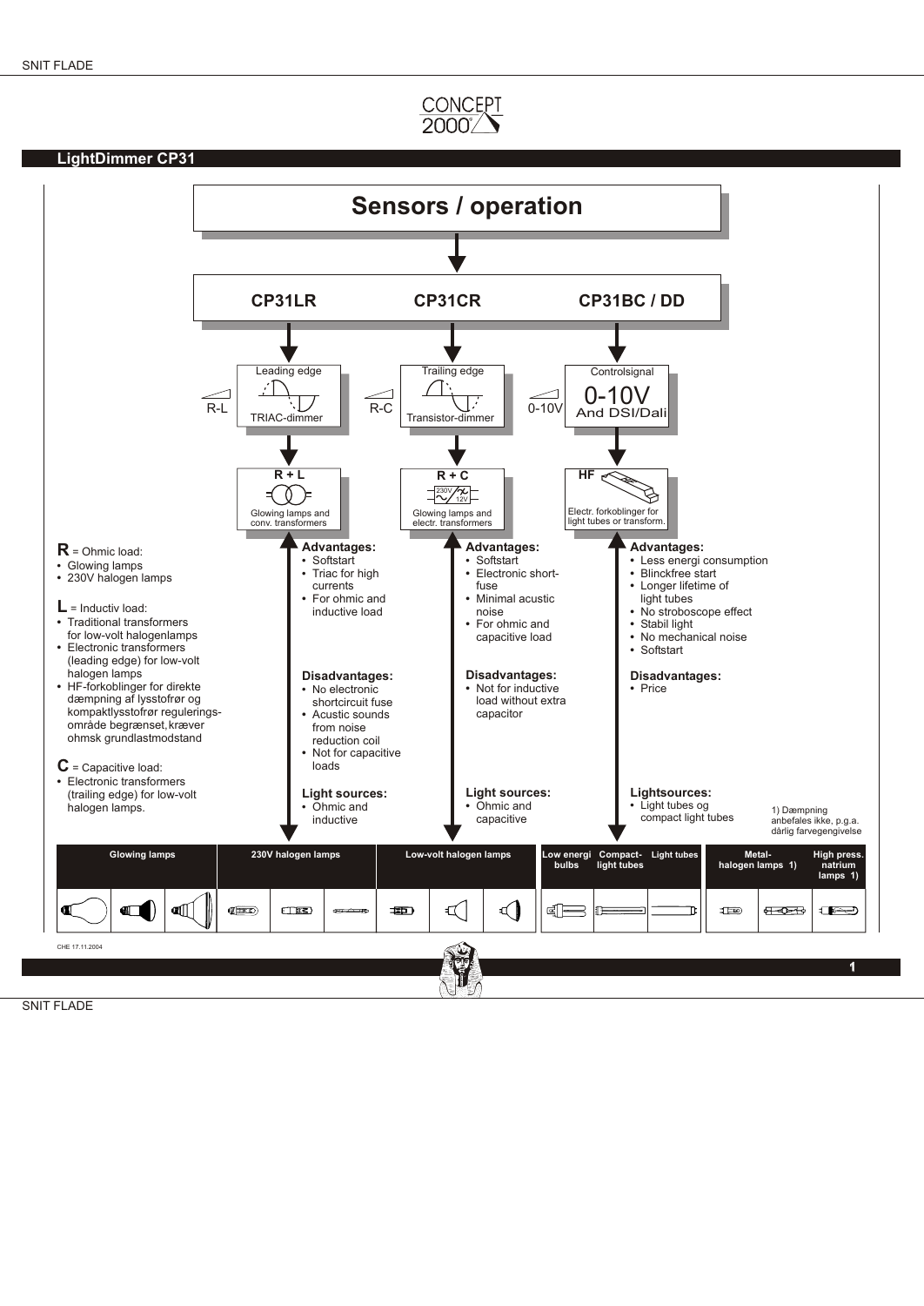CONCEPT 2000

## LightDimmer CP31

# Sensors / operation

| CP31LR | CP31CR | CP31BC / DD |
|---|---|---|
| R-L — Leading edge, TRIAC-dimmer | R-C — Trailing edge, Transistor-dimmer | 0-10V — Controlsignal 0-10V And DSI/Dali |
| R + L — Glowing lamps and conv. transformers | R + C — 230V / 12V — Glowing lamps and electr. transformers | HF — Electr. forkoblinger for light tubes or transform. |

**R** = Ohmic load:
- Glowing lamps
- 230V halogen lamps

**L** = Inductiv load:
- Traditional transformers for low-volt halogenlamps
- Electronic transformers (leading edge) for low-volt halogen lamps
- HF-forkoblinger for direkte dæmpning af lysstofrør og kompaktlysstofrør regulerings-område begrænset, kræver ohmsk grundlastmodstand

**C** = Capacitive load:
- Electronic transformers (trailing edge) for low-volt halogen lamps.

### CP31LR

**Advantages:**
- Softstart
- Triac for high currents
- For ohmic and inductive load

**Disadvantages:**
- No electronic shortcircuit fuse
- Acustic sounds from noise reduction coil
- Not for capacitive loads

**Light sources:**
- Ohmic and inductive

### CP31CR

**Advantages:**
- Softstart
- Electronic short-fuse
- Minimal acustic noise
- For ohmic and capacitive load

**Disadvantages:**
- Not for inductive load without extra capacitor

**Light sources:**
- Ohmic and capacitive

### CP31BC / DD

**Advantages:**
- Less energi consumption
- Blinckfree start
- Longer lifetime of light tubes
- No stroboscope effect
- Stabil light
- No mechanical noise
- Softstart

**Disadvantages:**
- Price

**Lightsources:**
- Light tubes og compact light tubes

1) Dæmpning anbefales ikke, p.g.a. dårlig farvegengivelse

| Glowing lamps | 230V halogen lamps | Low-volt halogen lamps | Low energi bulbs | Compact-light tubes | Light tubes | Metal-halogen lamps 1) | High press. natrium lamps 1) |
|---|---|---|---|---|---|---|---|

CHE 17.11.2004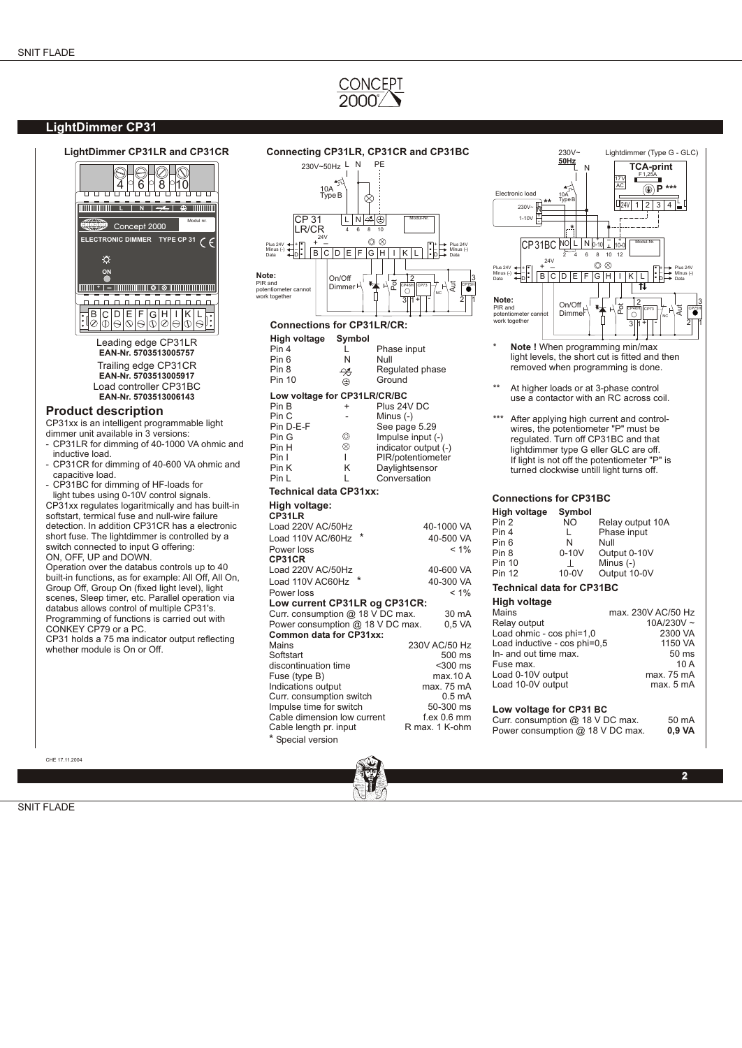# LightDimmer CP31

## LightDimmer CP31LR and CP31CR

Leading edge CP31LR
**EAN-Nr. 5703513005757**
Trailing edge CP31CR
**EAN-Nr. 5703513005917**
Load controller CP31BC
**EAN-Nr. 5703513006143**

## Product description

CP31xx is an intelligent programmable light dimmer unit available in 3 versions:

- CP31LR for dimming of 40-1000 VA ohmic and inductive load.
- CP31CR for dimming of 40-600 VA ohmic and capacitive load.
- CP31BC for dimming of HF-loads for light tubes using 0-10V control signals.

CP31xx regulates logaritmically and has built-in softstart, termical fuse and null-wire failure detection. In addition CP31CR has a electronic short fuse. The lightdimmer is controlled by a switch connected to input G offering:
ON, OFF, UP and DOWN.
Operation over the databus controls up to 40 built-in functions, as for example: All Off, All On, Group Off, Group On (fixed light level), light scenes, Sleep timer, etc. Parallel operation via databus allows control of multiple CP31's. Programming of functions is carried out with CONKEY CP79 or a PC.
CP31 holds a 75 ma indicator output reflecting whether module is On or Off.

## Connecting CP31LR, CP31CR and CP31BC

**Note:** PIR and potentiometer cannot work together

### Connections for CP31LR/CR:

| High voltage | Symbol | |
|---|---|---|
| Pin 4 | L | Phase input |
| Pin 6 | N | Null |
| Pin 8 | | Regulated phase |
| Pin 10 | ⏚ | Ground |

| Low voltage for CP31LR/CR/BC | | |
|---|---|---|
| Pin B | + | Plus 24V DC |
| Pin C | - | Minus (-) |
| Pin D-E-F | | See page 5.29 |
| Pin G | ◎ | Impulse input (-) |
| Pin H | ⊗ | indicator output (-) |
| Pin I | I | PIR/potentiometer |
| Pin K | K | Daylightsensor |
| Pin L | L | Conversation |

### Technical data CP31xx:

**High voltage:**

| CP31LR | |
|---|---|
| Load 220V AC/50Hz | 40-1000 VA |
| Load 110V AC/60Hz * | 40-500 VA |
| Power loss | < 1% |
| **CP31CR** | |
| Load 220V AC/50Hz | 40-600 VA |
| Load 110V AC60Hz * | 40-300 VA |
| Power loss | < 1% |

**Low current CP31LR og CP31CR:**

| | |
|---|---|
| Curr. consumption @ 18 V DC max. | 30 mA |
| Power consumption @ 18 V DC max. | 0,5 VA |

**Common data for CP31xx:**

| | |
|---|---|
| Mains | 230V AC/50 Hz |
| Softstart | 500 ms |
| discontinuation time | <300 ms |
| Fuse (type B) | max.10 A |
| Indications output | max. 75 mA |
| Curr. consumption switch | 0.5 mA |
| Impulse time for switch | 50-300 ms |
| Cable dimension low current | f.ex 0.6 mm |
| Cable length pr. input | R max. 1 K-ohm |

\* Special version

Lightdimmer (Type G - GLC)

**Note:** PIR and potentiometer cannot work together

\* **Note !** When programming min/max light levels, the short cut is fitted and then removed when programming is done.

\*\* At higher loads or at 3-phase control use a contactor with an RC across coil.

\*\*\* After applying high current and control-wires, the potentiometer "P" must be regulated. Turn off CP31BC and that lightdimmer type G eller GLC are off. If light is not off the potentiometer "P" is turned clockwise untill light turns off.

### Connections for CP31BC

| High voltage | Symbol | |
|---|---|---|
| Pin 2 | NO | Relay output 10A |
| Pin 4 | L | Phase input |
| Pin 6 | N | Null |
| Pin 8 | 0-10V | Output 0-10V |
| Pin 10 | ⊥ | Minus (-) |
| Pin 12 | 10-0V | Output 10-0V |

### Technical data for CP31BC

**High voltage**

| | |
|---|---|
| Mains | max. 230V AC/50 Hz |
| Relay output | 10A/230V ~ |
| Load ohmic - cos phi=1,0 | 2300 VA |
| Load inductive - cos phi=0,5 | 1150 VA |
| In- and out time max. | 50 ms |
| Fuse max. | 10 A |
| Load 0-10V output | max. 75 mA |
| Load 10-0V output | max. 5 mA |

**Low voltage for CP31 BC**

| | |
|---|---|
| Curr. consumption @ 18 V DC max. | 50 mA |
| Power consumption @ 18 V DC max. | **0,9 VA** |

CHE 17.11.2004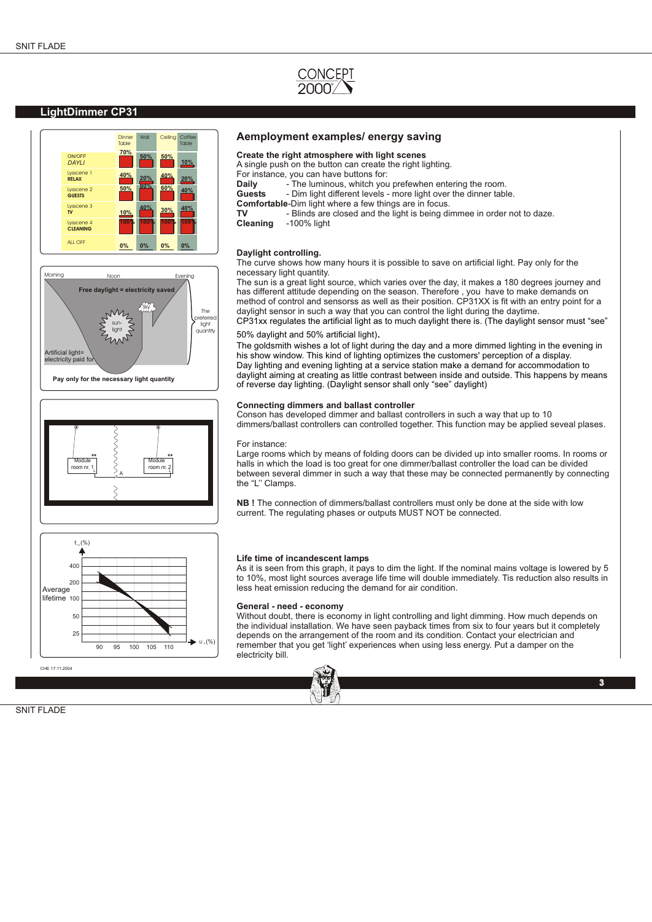## LightDimmer CP31

| | Dinner Table | Wall | Ceiling | Coffee Table |
|---|---|---|---|---|
| ON/OFF *DAYLI* | 70% | 50% | 50% | 10% |
| Lysscene 1 **RELAX** | 40% | 20% | 40% | 20% |
| Lysscene 2 **GUESTS** | 50% | 80% | 60% | 40% |
| Lysscene 3 **TV** | 10% | 40% | 30% | 40% |
| Lysscene 4 **CLEANING** | 100% | 100% | 100% | 100% |
| ALL OFF | 0% | 0% | 0% | 0% |

Morning — Noon — Evening

Free daylight = electricity saved

Sky — sun-light — The preferred light quantity

Artificial light= electricity paid for

Pay only for the necessary light quantity

Module room nr. 1 — Module room nr. 2 — A

Average lifetime $t_m$(%) vs $U_n$(%): 400, 200, 100, 50, 25; 90, 95, 100, 105, 110

## Aemployment examples/ energy saving

### Create the right atmosphere with light scenes

A single push on the button can create the right lighting.
For instance, you can have buttons for:

**Daily** - The luminous, whitch you prefewhen entering the room.
**Guests** - Dim light different levels - more light over the dinner table.
**Comfortable**-Dim light where a few things are in focus.
**TV** - Blinds are closed and the light is being dimmee in order not to daze.
**Cleaning** -100% light

### Daylight controlling.

The curve shows how many hours it is possible to save on artificial light. Pay only for the necessary light quantity.

The sun is a great light source, which varies over the day, it makes a 180 degrees journey and has different attitude depending on the season. Therefore , you have to make demands on method of control and sensorss as well as their position. CP31XX is fit with an entry point for a daylight sensor in such a way that you can control the light during the daytime.

CP31xx regulates the artificial light as to much daylight there is. (The daylight sensor must "see" 50% daylight and 50% artificial light).

The goldsmith wishes a lot of light during the day and a more dimmed lighting in the evening in his show window. This kind of lighting optimizes the customers' perception of a display.

Day lighting and evening lighting at a service station make a demand for accommodation to daylight aiming at creating as little contrast between inside and outside. This happens by means of reverse day lighting. (Daylight sensor shall only "see" daylight)

### Connecting dimmers and ballast controller

Conson has developed dimmer and ballast controllers in such a way that up to 10 dimmers/ballast controllers can controlled together. This function may be applied seveal plases.

For instance:

Large rooms which by means of folding doors can be divided up into smaller rooms. In rooms or halls in which the load is too great for one dimmer/ballast controller the load can be divided between several dimmer in such a way that these may be connected permanently by connecting the "L" Clamps.

**NB !** The connection of dimmers/ballast controllers must only be done at the side with low current. The regulating phases or outputs MUST NOT be connected.

### Life time of incandescent lamps

As it is seen from this graph, it pays to dim the light. If the nominal mains voltage is lowered by 5 to 10%, most light sources average life time will double immediately. Tis reduction also results in less heat emission reducing the demand for air condition.

### General - need - economy

Without doubt, there is economy in light controlling and light dimming. How much depends on the individual installation. We have seen payback times from six to four years but it completely depends on the arrangement of the room and its condition. Contact your electrician and remember that you get 'light' experiences when using less energy. Put a damper on the electricity bill.

CHE 17.11.2004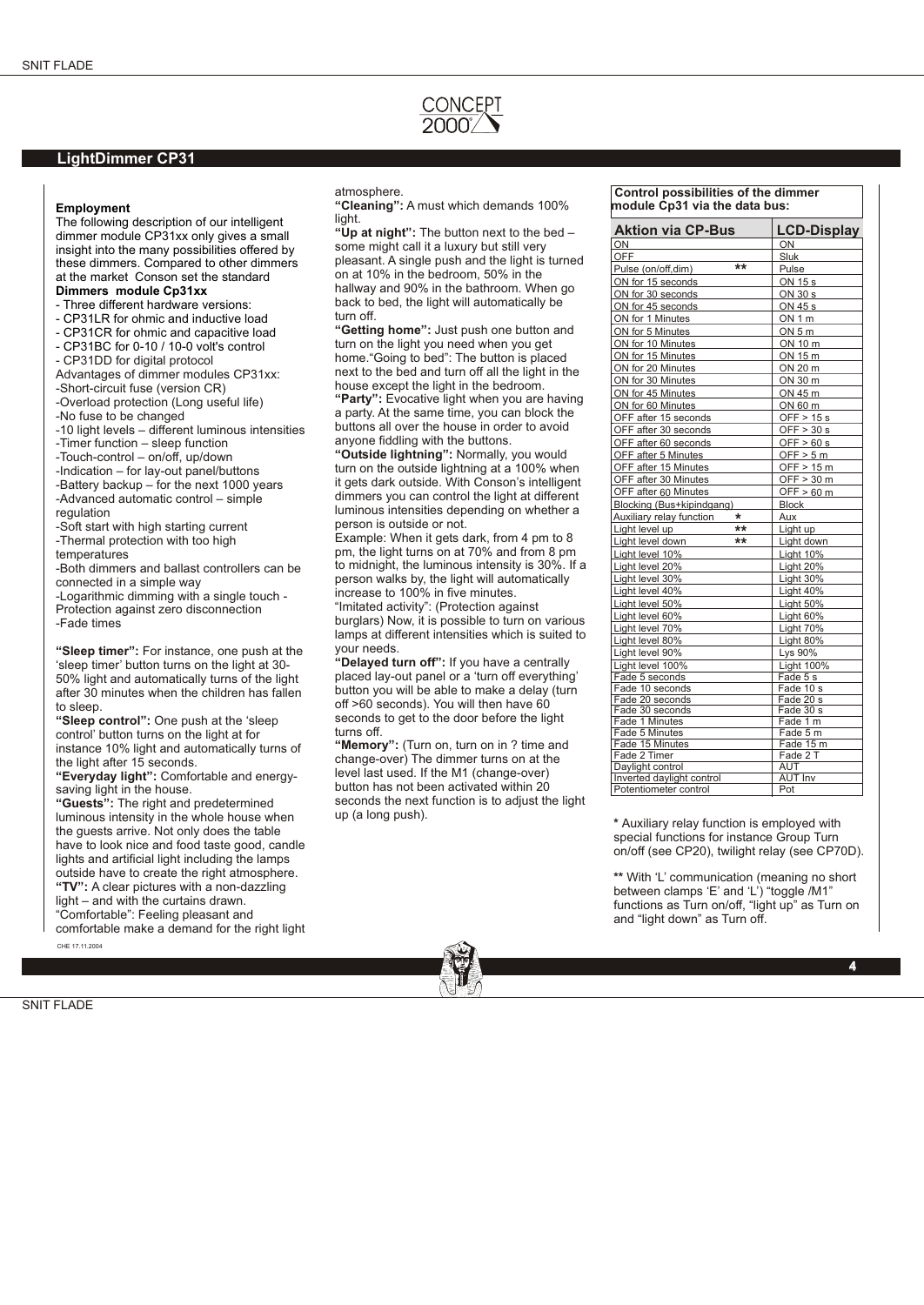## LightDimmer CP31

### Employment

The following description of our intelligent dimmer module CP31xx only gives a small insight into the many possibilities offered by these dimmers. Compared to other dimmers at the market Conson set the standard

**Dimmers module Cp31xx**

- Three different hardware versions:
- CP31LR for ohmic and inductive load
- CP31CR for ohmic and capacitive load
- CP31BC for 0-10 / 10-0 volt's control
- CP31DD for digital protocol

Advantages of dimmer modules CP31xx:

-Short-circuit fuse (version CR)
-Overload protection (Long useful life)
-No fuse to be changed
-10 light levels – different luminous intensities
-Timer function – sleep function
-Touch-control – on/off, up/down
-Indication – for lay-out panel/buttons
-Battery backup – for the next 1000 years
-Advanced automatic control – simple regulation
-Soft start with high starting current
-Thermal protection with too high temperatures
-Both dimmers and ballast controllers can be connected in a simple way
-Logarithmic dimming with a single touch - Protection against zero disconnection
-Fade times

**"Sleep timer":** For instance, one push at the 'sleep timer' button turns on the light at 30-50% light and automatically turns of the light after 30 minutes when the children has fallen to sleep.

**"Sleep control":** One push at the 'sleep control' button turns on the light at for instance 10% light and automatically turns of the light after 15 seconds.

**"Everyday light":** Comfortable and energy-saving light in the house.

**"Guests":** The right and predetermined luminous intensity in the whole house when the guests arrive. Not only does the table have to look nice and food taste good, candle lights and artificial light including the lamps outside have to create the right atmosphere.

**"TV":** A clear pictures with a non-dazzling light – and with the curtains drawn.

"Comfortable": Feeling pleasant and comfortable make a demand for the right light atmosphere.

**"Cleaning":** A must which demands 100% light.

**"Up at night":** The button next to the bed – some might call it a luxury but still very pleasant. A single push and the light is turned on at 10% in the bedroom, 50% in the hallway and 90% in the bathroom. When go back to bed, the light will automatically be turn off.

**"Getting home":** Just push one button and turn on the light you need when you get home."Going to bed": The button is placed next to the bed and turn off all the light in the house except the light in the bedroom.

**"Party":** Evocative light when you are having a party. At the same time, you can block the buttons all over the house in order to avoid anyone fiddling with the buttons.

**"Outside lightning":** Normally, you would turn on the outside lightning at a 100% when it gets dark outside. With Conson's intelligent dimmers you can control the light at different luminous intensities depending on whether a person is outside or not.

Example: When it gets dark, from 4 pm to 8 pm, the light turns on at 70% and from 8 pm to midnight, the luminous intensity is 30%. If a person walks by, the light will automatically increase to 100% in five minutes.

"Imitated activity": (Protection against burglars) Now, it is possible to turn on various lamps at different intensities which is suited to your needs.

**"Delayed turn off":** If you have a centrally placed lay-out panel or a 'turn off everything' button you will be able to make a delay (turn off >60 seconds). You will then have 60 seconds to get to the door before the light turns off.

**"Memory":** (Turn on, turn on in ? time and change-over) The dimmer turns on at the level last used. If the M1 (change-over) button has not been activated within 20 seconds the next function is to adjust the light up (a long push).

**Control possibilities of the dimmer module Cp31 via the data bus:**

| Aktion via CP-Bus | | LCD-Display |
|---|---|---|
| ON | | ON |
| OFF | | Sluk |
| Pulse (on/off,dim) | ** | Pulse |
| ON for 15 seconds | | ON 15 s |
| ON for 30 seconds | | ON 30 s |
| ON for 45 seconds | | ON 45 s |
| ON for 1 Minutes | | ON 1 m |
| ON for 5 Minutes | | ON 5 m |
| ON for 10 Minutes | | ON 10 m |
| ON for 15 Minutes | | ON 15 m |
| ON for 20 Minutes | | ON 20 m |
| ON for 30 Minutes | | ON 30 m |
| ON for 45 Minutes | | ON 45 m |
| ON for 60 Minutes | | ON 60 m |
| OFF after 15 seconds | | OFF > 15 s |
| OFF after 30 seconds | | OFF > 30 s |
| OFF after 60 seconds | | OFF > 60 s |
| OFF after 5 Minutes | | OFF > 5 m |
| OFF after 15 Minutes | | OFF > 15 m |
| OFF after 30 Minutes | | OFF > 30 m |
| OFF after 60 Minutes | | OFF > 60 m |
| Blocking (Bus+kipindgang) | | Block |
| Auxiliary relay function | * | Aux |
| Light level up | ** | Light up |
| Light level down | ** | Light down |
| Light level 10% | | Light 10% |
| Light level 20% | | Light 20% |
| Light level 30% | | Light 30% |
| Light level 40% | | Light 40% |
| Light level 50% | | Light 50% |
| Light level 60% | | Light 60% |
| Light level 70% | | Light 70% |
| Light level 80% | | Light 80% |
| Light level 90% | | Lys 90% |
| Light level 100% | | Light 100% |
| Fade 5 seconds | | Fade 5 s |
| Fade 10 seconds | | Fade 10 s |
| Fade 20 seconds | | Fade 20 s |
| Fade 30 seconds | | Fade 30 s |
| Fade 1 Minutes | | Fade 1 m |
| Fade 5 Minutes | | Fade 5 m |
| Fade 15 Minutes | | Fade 15 m |
| Fade 2 Timer | | Fade 2 T |
| Daylight control | | AUT |
| Inverted daylight control | | AUT Inv |
| Potentiometer control | | Pot |

* Auxiliary relay function is employed with special functions for instance Group Turn on/off (see CP20), twilight relay (see CP70D).

** With 'L' communication (meaning no short between clamps 'E' and 'L') "toggle /M1" functions as Turn on/off, "light up" as Turn on and "light down" as Turn off.

CHE 17.11.2004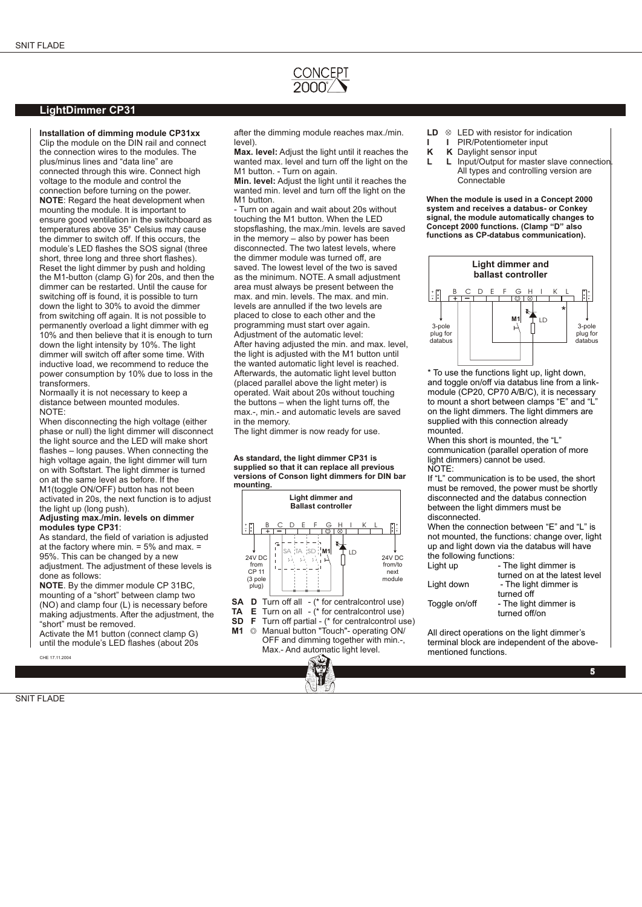## LightDimmer CP31

**Installation of dimming module CP31xx**
Clip the module on the DIN rail and connect the connection wires to the modules. The plus/minus lines and "data line" are connected through this wire. Connect high voltage to the module and control the connection before turning on the power.
**NOTE**: Regard the heat development when mounting the module. It is important to ensure good ventilation in the switchboard as temperatures above 35° Celsius may cause the dimmer to switch off. If this occurs, the module's LED flashes the SOS signal (three short, three long and three short flashes). Reset the light dimmer by push and holding the M1-button (clamp G) for 20s, and then the dimmer can be restarted. Until the cause for switching off is found, it is possible to turn down the light to 30% to avoid the dimmer from switching off again. It is not possible to permanently overload a light dimmer with eg 10% and then believe that it is enough to turn down the light intensity by 10%. The light dimmer will switch off after some time. With inductive load, we recommend to reduce the power consumption by 10% due to loss in the transformers.
Normaally it is not necessary to keep a distance between mounted modules.
NOTE:
When disconnecting the high voltage (either phase or null) the light dimmer will disconnect the light source and the LED will make short flashes – long pauses. When connecting the high voltage again, the light dimmer will turn on with Softstart. The light dimmer is turned on at the same level as before. If the M1(toggle ON/OFF) button has not been activated in 20s, the next function is to adjust the light up (long push).

**Adjusting max./min. levels on dimmer modules type CP31**:
As standard, the field of variation is adjusted at the factory where min. = 5% and max. = 95%. This can be changed by a new adjustment. The adjustment of these levels is done as follows:
**NOTE**. By the dimmer module CP 31BC, mounting of a "short" between clamp two (NO) and clamp four (L) is necessary before making adjustments. After the adjustment, the "short" must be removed.
Activate the M1 button (connect clamp G) until the module's LED flashes (about 20s after the dimming module reaches max./min. level).
**Max. level:** Adjust the light until it reaches the wanted max. level and turn off the light on the M1 button. - Turn on again.
**Min. level:** Adjust the light until it reaches the wanted min. level and turn off the light on the M1 button.
- Turn on again and wait about 20s without touching the M1 button. When the LED stopsflashing, the max./min. levels are saved in the memory – also by power has been disconnected. The two latest levels, where the dimmer module was turned off, are saved. The lowest level of the two is saved as the minimum. NOTE. A small adjustment area must always be present between the max. and min. levels. The max. and min. levels are annulled if the two levels are placed to close to each other and the programming must start over again.
Adjustment of the automatic level:
After having adjusted the min. and max. level, the light is adjusted with the M1 button until the wanted automatic light level is reached. Afterwards, the automatic light level button (placed parallel above the light meter) is operated. Wait about 20s without touching the buttons – when the light turns off, the max.-, min.- and automatic levels are saved in the memory.
The light dimmer is now ready for use.

**As standard, the light dimmer CP31 is supplied so that it can replace all previous versions of Conson light dimmers for DIN bar mounting.**

Light dimmer and Ballast controller
B C D E F G H I K L
24V DC from CP 11 (3 pole plug) — SA TA SD M1 LD — 24V DC from/to next module

- **SA D** Turn off all - (* for centralcontrol use)
- **TA E** Turn on all - (* for centralcontrol use)
- **SD F** Turn off partial - (* for centralcontrol use)
- **M1** Manual button "Touch"- operating ON/OFF and dimming together with min.-, Max.- And automatic light level.
- **LD** LED with resistor for indication
- **I I** PIR/Potentiometer input
- **K K** Daylight sensor input
- **L L** Input/Output for master slave connection. All types and controlling version are Connectable

**When the module is used in a Concept 2000 system and receives a databus- or Conkey signal, the module automatically changes to Concept 2000 functions. (Clamp "D" also functions as CP-databus communication).**

Light dimmer and ballast controller
B C D E F G H I K L
3-pole plug for databus — M1 LD * — 3-pole plug for databus

\* To use the functions light up, light down, and toggle on/off via databus line from a link-module (CP20, CP70 A/B/C), it is necessary to mount a short between clamps "E" and "L" on the light dimmers. The light dimmers are supplied with this connection already mounted.
When this short is mounted, the "L" communication (parallel operation of more light dimmers) cannot be used.
NOTE:
If "L" communication is to be used, the short must be removed, the power must be shortly disconnected and the databus connection between the light dimmers must be disconnected.
When the connection between "E" and "L" is not mounted, the functions: change over, light up and light down via the databus will have the following functions:

| | |
|---|---|
| Light up | - The light dimmer is turned on at the latest level |
| Light down | - The light dimmer is turned off |
| Toggle on/off | - The light dimmer is turned off/on |

All direct operations on the light dimmer's terminal block are independent of the above-mentioned functions.

CHE 17.11.2004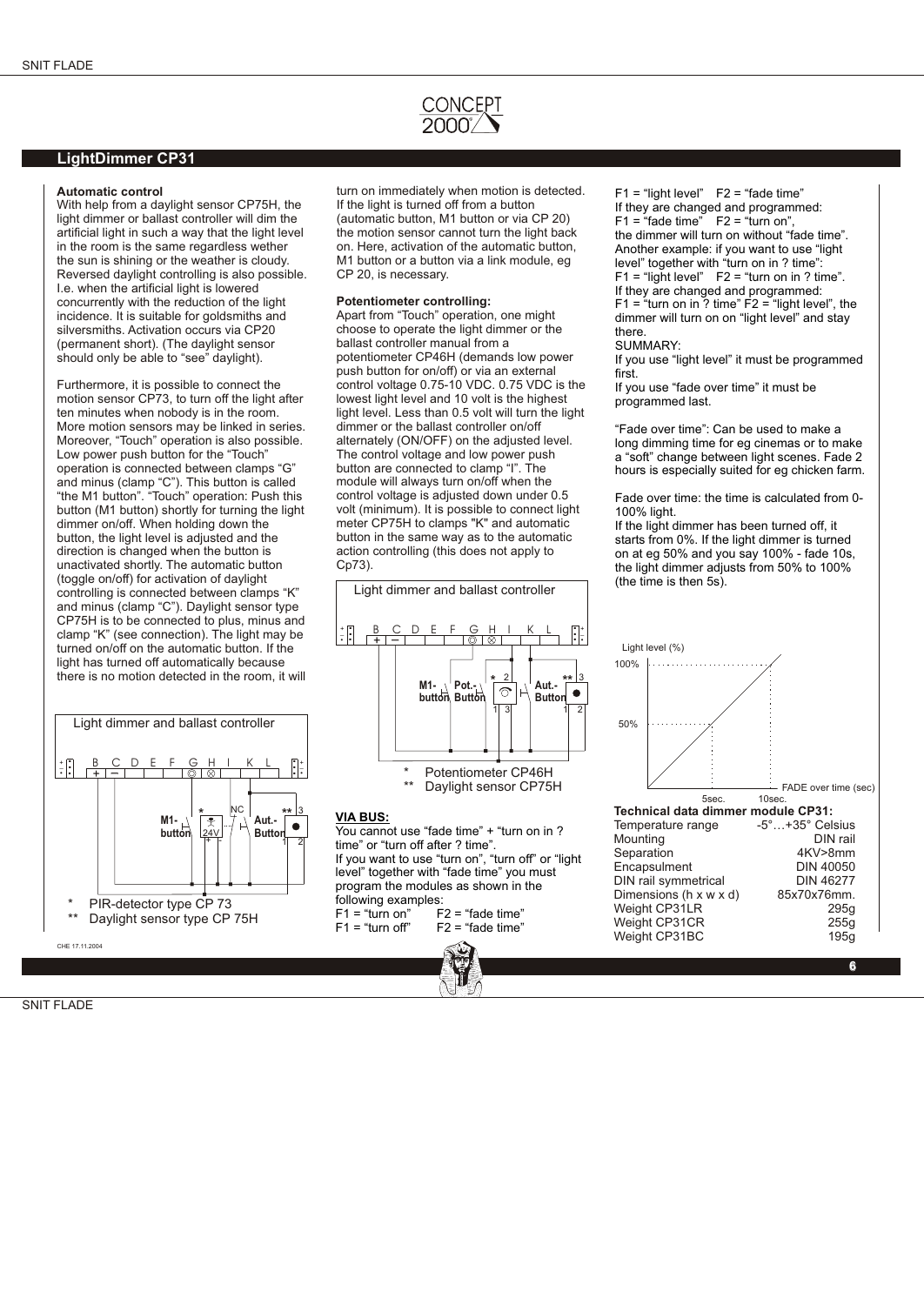## LightDimmer CP31

**Automatic control**

With help from a daylight sensor CP75H, the light dimmer or ballast controller will dim the artificial light in such a way that the light level in the room is the same regardless wether the sun is shining or the weather is cloudy. Reversed daylight controlling is also possible. I.e. when the artificial light is lowered concurrently with the reduction of the light incidence. It is suitable for goldsmiths and silversmiths. Activation occurs via CP20 (permanent short). (The daylight sensor should only be able to "see" daylight).

Furthermore, it is possible to connect the motion sensor CP73, to turn off the light after ten minutes when nobody is in the room. More motion sensors may be linked in series. Moreover, "Touch" operation is also possible. Low power push button for the "Touch" operation is connected between clamps "G" and minus (clamp "C"). This button is called "the M1 button". "Touch" operation: Push this button (M1 button) shortly for turning the light dimmer on/off. When holding down the button, the light level is adjusted and the direction is changed when the button is unactivated shortly. The automatic button (toggle on/off) for activation of daylight controlling is connected between clamps "K" and minus (clamp "C"). Daylight sensor type CP75H is to be connected to plus, minus and clamp "K" (see connection). The light may be turned on/off on the automatic button. If the light has turned off automatically because there is no motion detected in the room, it will turn on immediately when motion is detected. If the light is turned off from a button (automatic button, M1 button or via CP 20) the motion sensor cannot turn the light back on. Here, activation of the automatic button, M1 button or a button via a link module, eg CP 20, is necessary.

Light dimmer and ballast controller

\* PIR-detector type CP 73
\*\* Daylight sensor type CP 75H

**Potentiometer controlling:**

Apart from "Touch" operation, one might choose to operate the light dimmer or the ballast controller manual from a potentiometer CP46H (demands low power push button for on/off) or via an external control voltage 0.75-10 VDC. 0.75 VDC is the lowest light level and 10 volt is the highest light level. Less than 0.5 volt will turn the light dimmer or the ballast controller on/off alternately (ON/OFF) on the adjusted level. The control voltage and low power push button are connected to clamp "I". The module will always turn on/off when the control voltage is adjusted down under 0.5 volt (minimum). It is possible to connect light meter CP75H to clamps "K" and automatic button in the same way as to the automatic action controlling (this does not apply to Cp73).

Light dimmer and ballast controller

\* Potentiometer CP46H
\*\* Daylight sensor CP75H

**VIA BUS:**

You cannot use "fade time" + "turn on in ? time" or "turn off after ? time".
If you want to use "turn on", "turn off" or "light level" together with "fade time" you must program the modules as shown in the following examples:

F1 = "turn on" F2 = "fade time"
F1 = "turn off" F2 = "fade time"
F1 = "light level" F2 = "fade time"

If they are changed and programmed:
F1 = "fade time" F2 = "turn on",
the dimmer will turn on without "fade time".
Another example: if you want to use "light level" together with "turn on in ? time":
F1 = "light level" F2 = "turn on in ? time".
If they are changed and programmed:
F1 = "turn on in ? time" F2 = "light level", the dimmer will turn on on "light level" and stay there.

SUMMARY:
If you use "light level" it must be programmed first.
If you use "fade over time" it must be programmed last.

"Fade over time": Can be used to make a long dimming time for eg cinemas or to make a "soft" change between light scenes. Fade 2 hours is especially suited for eg chicken farm.

Fade over time: the time is calculated from 0-100% light.
If the light dimmer has been turned off, it starts from 0%. If the light dimmer is turned on at eg 50% and you say 100% - fade 10s, the light dimmer adjusts from 50% to 100% (the time is then 5s).

**Technical data dimmer module CP31:**

| | |
|---|---|
| Temperature range | -5°…+35° Celsius |
| Mounting | DIN rail |
| Separation | 4KV>8mm |
| Encapsulment | DIN 40050 |
| DIN rail symmetrical | DIN 46277 |
| Dimensions (h x w x d) | 85x70x76mm. |
| Weight CP31LR | 295g |
| Weight CP31CR | 255g |
| Weight CP31BC | 195g |

CHE 17.11.2004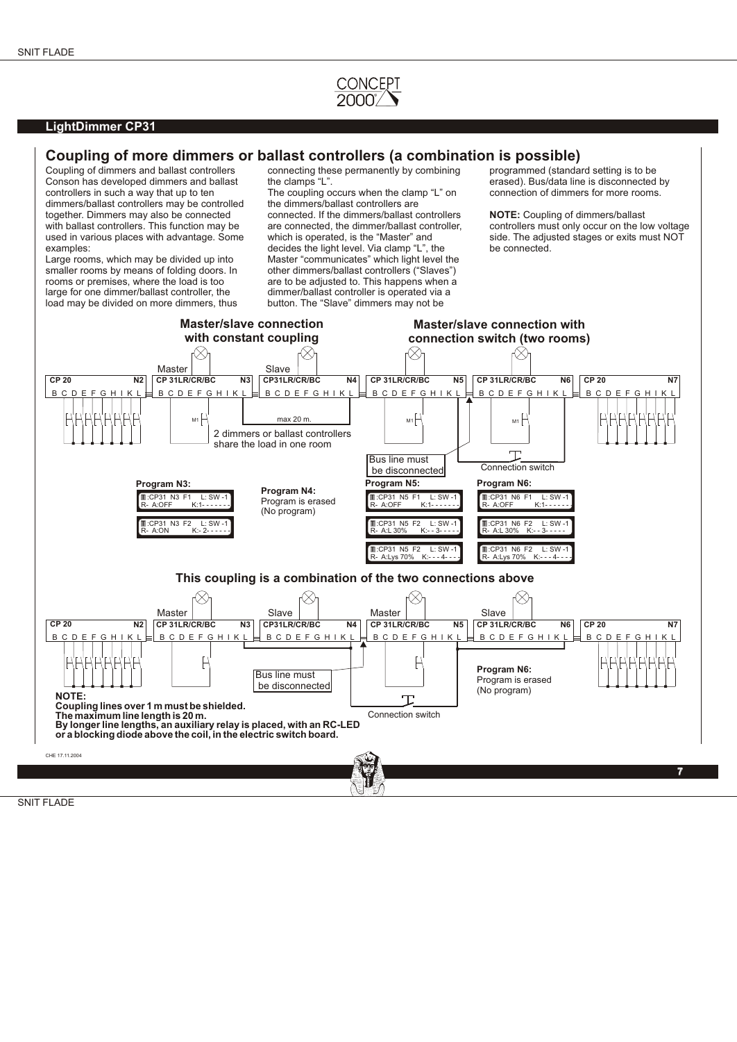## LightDimmer CP31

## Coupling of more dimmers or ballast controllers (a combination is possible)

Coupling of dimmers and ballast controllers
Conson has developed dimmers and ballast controllers in such a way that up to ten dimmers/ballast controllers may be controlled together. Dimmers may also be connected with ballast controllers. This function may be used in various places with advantage. Some examples:
Large rooms, which may be divided up into smaller rooms by means of folding doors. In rooms or premises, where the load is too large for one dimmer/ballast controller, the load may be divided on more dimmers, thus connecting these permanently by combining the clamps "L".
The coupling occurs when the clamp "L" on the dimmers/ballast controllers are connected. If the dimmers/ballast controllers are connected, the dimmer/ballast controller, which is operated, is the "Master" and decides the light level. Via clamp "L", the Master "communicates" which light level the other dimmers/ballast controllers ("Slaves") are to be adjusted to. This happens when a dimmer/ballast controller is operated via a button. The "Slave" dimmers may not be programmed (standard setting is to be erased). Bus/data line is disconnected by connection of dimmers for more rooms.

**NOTE:** Coupling of dimmers/ballast controllers must only occur on the low voltage side. The adjusted stages or exits must NOT be connected.

**Master/slave connection with constant coupling**

**Master/slave connection with connection switch (two rooms)**

CP 20 N2 — B C D E F G H I K L
Master — CP 31LR/CR/BC N3 — B C D E F G H I K L — M1
Slave — CP31LR/CR/BC N4 — B C D E F G H I K L
max 20 m.
2 dimmers or ballast controllers share the load in one room
CP 31LR/CR/BC N5 — B C D E F G H I K L — M1
CP 31LR/CR/BC N6 — B C D E F G H I K L — M1
CP 20 N7 — B C D E F G H I K L
Bus line must be disconnected
Connection switch

**Program N3:**
- :CP31 N3 F1 L: SW -1 / R- A:OFF K:1- - - - - - -
- :CP31 N3 F2 L: SW -1 / R- A:ON K:- 2- - - - - -

**Program N4:**
Program is erased
(No program)

**Program N5:**
- :CP31 N5 F1 L: SW -1 / R- A:OFF K:1- - - - - - -
- :CP31 N5 F2 L: SW -1 / R- A:L 30% K:- - 3- - - - -
- :CP31 N5 F2 L: SW -1 / R- A:Lys 70% K:- - - 4- - - -

**Program N6:**
- :CP31 N6 F1 L: SW -1 / R- A:OFF K:1- - - - - - -
- :CP31 N6 F2 L: SW -1 / R- A:L 30% K:- - 3- - - - -
- :CP31 N6 F2 L: SW -1 / R- A:Lys 70% K:- - - 4- - - -

**This coupling is a combination of the two connections above**

CP 20 N2 — B C D E F G H I K L
Master — CP 31LR/CR/BC N3 — B C D E F G H I K L
Slave — CP31LR/CR/BC N4 — B C D E F G H I K L
Master — CP 31LR/CR/BC N5 — B C D E F G H I K L
Slave — CP 31LR/CR/BC N6 — B C D E F G H I K L
CP 20 N7 — B C D E F G H I K L
Bus line must be disconnected
Connection switch

**Program N6:**
Program is erased
(No program)

**NOTE:**
**Coupling lines over 1 m must be shielded.**
**The maximum line length is 20 m.**
**By longer line lengths, an auxiliary relay is placed, with an RC-LED or a blocking diode above the coil, in the electric switch board.**

CHE 17.11.2004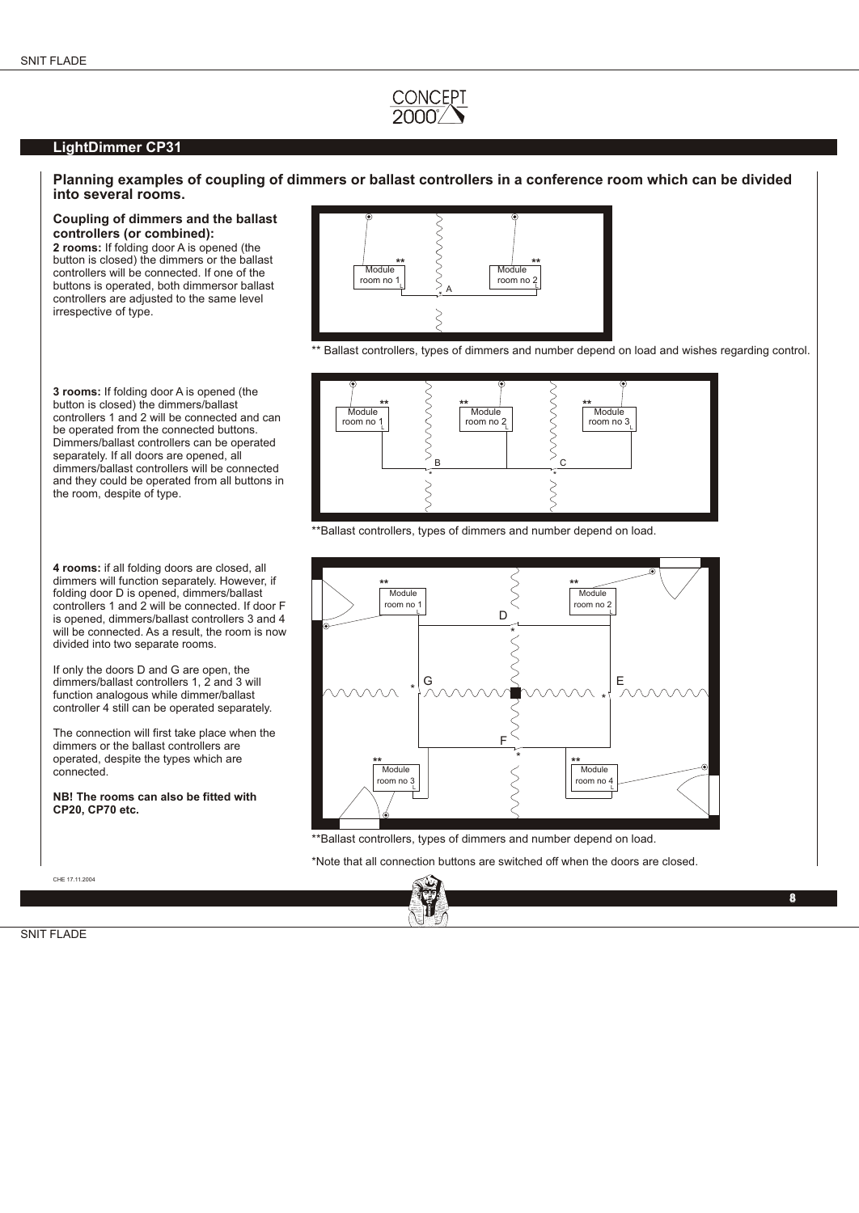## LightDimmer CP31

### Planning examples of coupling of dimmers or ballast controllers in a conference room which can be divided into several rooms.

**Coupling of dimmers and the ballast controllers (or combined):**

**2 rooms:** If folding door A is opened (the button is closed) the dimmers or the ballast controllers will be connected. If one of the buttons is operated, both dimmersor ballast controllers are adjusted to the same level irrespective of type.

** Ballast controllers, types of dimmers and number depend on load and wishes regarding control.

**3 rooms:** If folding door A is opened (the button is closed) the dimmers/ballast controllers 1 and 2 will be connected and can be operated from the connected buttons. Dimmers/ballast controllers can be operated separately. If all doors are opened, all dimmers/ballast controllers will be connected and they could be operated from all buttons in the room, despite of type.

**Ballast controllers, types of dimmers and number depend on load.

**4 rooms:** if all folding doors are closed, all dimmers will function separately. However, if folding door D is opened, dimmers/ballast controllers 1 and 2 will be connected. If door F is opened, dimmers/ballast controllers 3 and 4 will be connected. As a result, the room is now divided into two separate rooms.

If only the doors D and G are open, the dimmers/ballast controllers 1, 2 and 3 will function analogous while dimmer/ballast controller 4 still can be operated separately.

The connection will first take place when the dimmers or the ballast controllers are operated, despite the types which are connected.

**NB! The rooms can also be fitted with CP20, CP70 etc.**

**Ballast controllers, types of dimmers and number depend on load.

*Note that all connection buttons are switched off when the doors are closed.

CHE 17.11.2004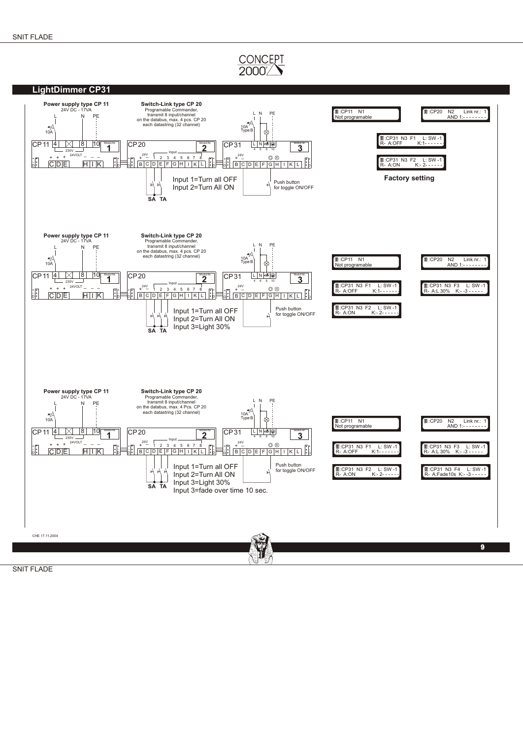# LightDimmer CP31

**Power supply type CP 11**
24V DC - 17VA

**Switch-Link type CP 20**
Programable Commander, transmit 8 input/channel on the databus, max. 4 pcs. CP 20 each datastring (32 channel)

Input 1=Turn all OFF
Input 2=Turn All ON

SA TA

Push button for toggle ON/OFF

```
:CP11    N1
Not programable
```

```
:CP20    N2      Link nr.: 1
         AND 1:- - - - - - -
```

```
:CP31  N3  F1    L: SW -1
R-  A:OFF       K:1- - - - - -
```

```
:CP31  N3  F2    L: SW -1
R-  A:ON        K:- 2- - - - -
```

**Factory setting**

---

**Power supply type CP 11**
24V DC - 17VA

**Switch-Link type CP 20**
Programable Commander, transmit 8 input/channel on the databus, max. 4 pcs. CP 20 each datastring (32 channel)

Input 1=Turn all OFF
Input 2=Turn All ON
Input 3=Light 30%

SA TA

Push button for toggle ON/OFF

```
:CP11    N1
Not programable
```

```
:CP20    N2      Link nr.: 1
         AND 1:- - - - - - -
```

```
:CP31  N3  F1    L: SW -1
R-  A:OFF       K:1- - - - - -
```

```
:CP31  N3  F3    L: SW -1
R-  A:L 30%    K:- -3 - - - - -
```

```
:CP31  N3  F2    L: SW -1
R-  A:ON        K:- 2- - - - -
```

---

**Power supply type CP 11**
24V DC - 17VA

**Switch-Link type CP 20**
Programable Commander, transmit 8 input/channel on the databus, max. 4 Pcs. CP 20 each datastring (32 channel)

Input 1=Turn all OFF
Input 2=Turn All ON
Input 3=Light 30%
Input 3=fade over time 10 sec.

SA TA

Push button for toggle ON/OFF

```
:CP11    N1
Not programable
```

```
:CP20    N2      Link nr.: 1
         AND 1:- - - - - - -
```

```
:CP31  N3  F1    L: SW -1
R-  A:OFF       K:1- - - - - -
```

```
:CP31  N3  F3    L: SW -1
R-  A:L 30%    K:- -3 - - - - -
```

```
:CP31  N3  F2    L: SW -1
R-  A:ON        K:- 2- - - - -
```

```
:CP31  N3  F4    L: SW -1
R-  A:Fade10s  K:- -3 - - - - -
```

CHE 17.11.2004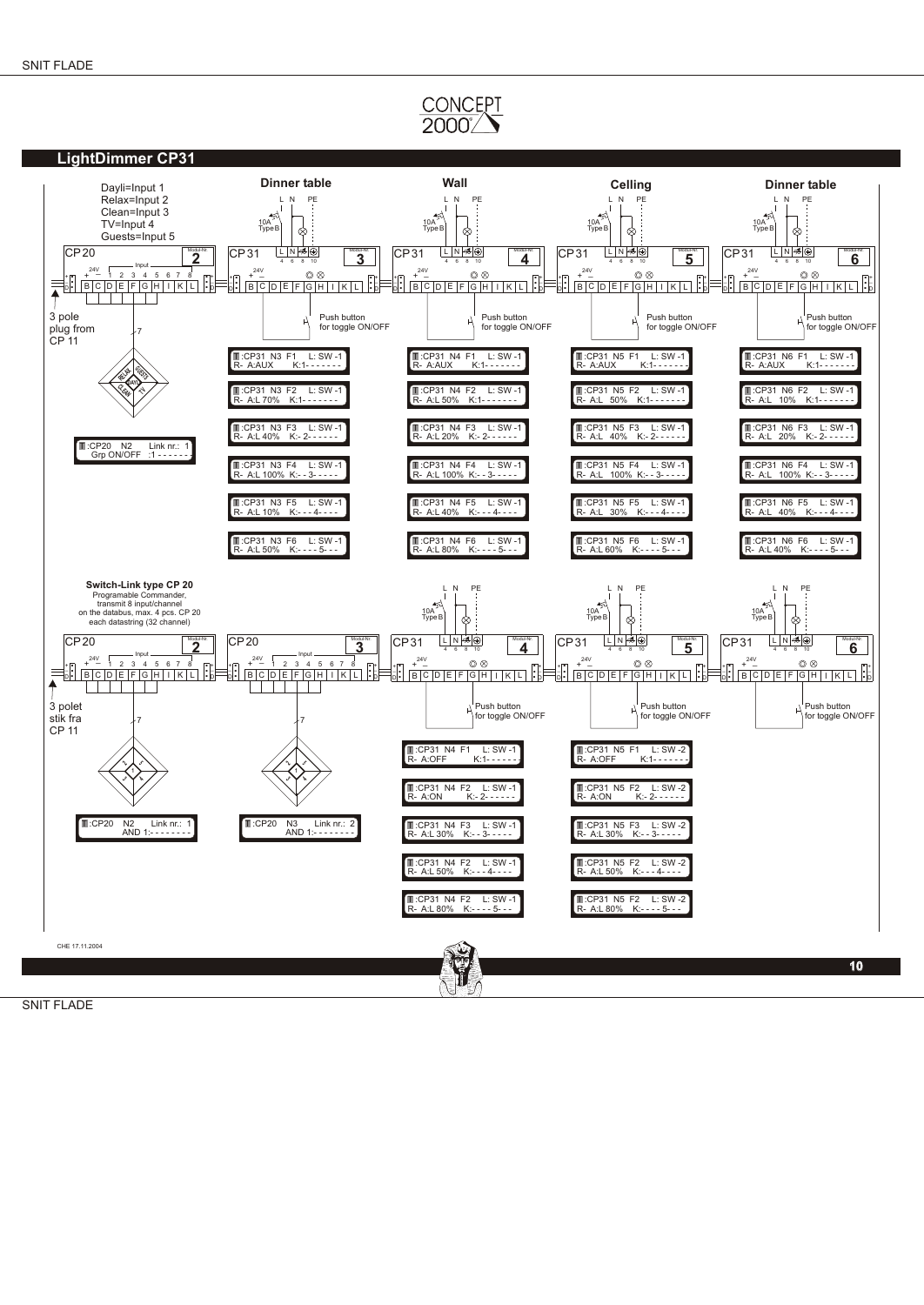SNIT FLADE

CONCEPT 2000

## LightDimmer CP31

Dayli=Input 1
Relax=Input 2
Clean=Input 3
TV=Input 4
Guests=Input 5

**Dinner table** — **Wall** — **Celling** — **Dinner table**

L N PE — 10A Type B

CP20 Modul-Nr. 2 — Input 24V + – 1 2 3 4 5 6 7 8 — B C D E F G H I K L

CP31 Modul-Nr. 3 — CP31 Modul-Nr. 4 — CP31 Modul-Nr. 5 — CP31 Modul-Nr. 6

3 pole plug from CP 11

Push button for toggle ON/OFF

RELAX — GUESTS — DAYLI — CLEAN — TV

:CP20 N2 Link nr.: 1
Grp ON/OFF :1 - - - - - - -

| CP31 N3 | CP31 N4 | CP31 N5 | CP31 N6 |
|---|---|---|---|
| :CP31 N3 F1 L: SW -1 R- A:AUX K:1- - - - - - - | :CP31 N4 F1 L: SW -1 R- A:AUX K:1- - - - - - - | :CP31 N5 F1 L: SW -1 R- A:AUX K:1- - - - - - - | :CP31 N6 F1 L: SW -1 R- A:AUX K:1- - - - - - - |
| :CP31 N3 F2 L: SW -1 R- A:L 70% K:1- - - - - - - | :CP31 N4 F2 L: SW -1 R- A:L 50% K:1- - - - - - - | :CP31 N5 F2 L: SW -1 R- A:L 50% K:1- - - - - - - | :CP31 N6 F2 L: SW -1 R- A:L 10% K:1- - - - - - - |
| :CP31 N3 F3 L: SW -1 R- A:L 40% K:- 2- - - - - - | :CP31 N4 F3 L: SW -1 R- A:L 20% K:- 2- - - - - - | :CP31 N5 F3 L: SW -1 R- A:L 40% K:- 2- - - - - - | :CP31 N6 F3 L: SW -1 R- A:L 20% K:- 2- - - - - - |
| :CP31 N3 F4 L: SW -1 R- A:L 100% K:- - 3- - - - - | :CP31 N4 F4 L: SW -1 R- A:L 100% K:- - 3- - - - - | :CP31 N5 F4 L: SW -1 R- A:L 100% K:- - 3- - - - - | :CP31 N6 F4 L: SW -1 R- A:L 100% K:- - 3- - - - - |
| :CP31 N3 F5 L: SW -1 R- A:L 10% K:- - - 4- - - - | :CP31 N4 F5 L: SW -1 R- A:L 40% K:- - - 4- - - - | :CP31 N5 F5 L: SW -1 R- A:L 30% K:- - - 4- - - - | :CP31 N6 F5 L: SW -1 R- A:L 40% K:- - - 4- - - - |
| :CP31 N3 F6 L: SW -1 R- A:L 50% K:- - - - 5- - - | :CP31 N4 F6 L: SW -1 R- A:L 80% K:- - - - 5- - - | :CP31 N5 F6 L: SW -1 R- A:L 60% K:- - - - 5- - - | :CP31 N6 F6 L: SW -1 R- A:L 40% K:- - - - 5- - - |

**Switch-Link type CP 20**
Programable Commander, transmit 8 input/channel on the databus, max. 4 pcs. CP 20 each datastring (32 channel)

CP20 Modul-Nr. 2 — CP20 Modul-Nr. 3 — CP31 Modul-Nr. 4 — CP31 Modul-Nr. 5 — CP31 Modul-Nr. 6

3 polet stik fra CP 11

:CP20 N2 Link nr.: 1
AND 1:- - - - - - - -

:CP20 N3 Link nr.: 2
AND 1:- - - - - - - -

Push button for toggle ON/OFF

| CP31 N4 | CP31 N5 |
|---|---|
| :CP31 N4 F1 L: SW -1 R- A:OFF K:1- - - - - - - | :CP31 N5 F1 L: SW -2 R- A:OFF K:1- - - - - - - |
| :CP31 N4 F2 L: SW -1 R- A:ON K:- 2- - - - - - | :CP31 N5 F2 L: SW -2 R- A:ON K:- 2- - - - - - |
| :CP31 N4 F3 L: SW -1 R- A:L 30% K:- - 3- - - - - | :CP31 N5 F3 L: SW -2 R- A:L 30% K:- - 3- - - - - |
| :CP31 N4 F2 L: SW -1 R- A:L 50% K:- - - 4- - - - | :CP31 N5 F2 L: SW -2 R- A:L 50% K:- - - 4- - - - |
| :CP31 N4 F2 L: SW -1 R- A:L 80% K:- - - - 5- - - | :CP31 N5 F2 L: SW -2 R- A:L 80% K:- - - - 5- - - |

CHE 17.11.2004

SNIT FLADE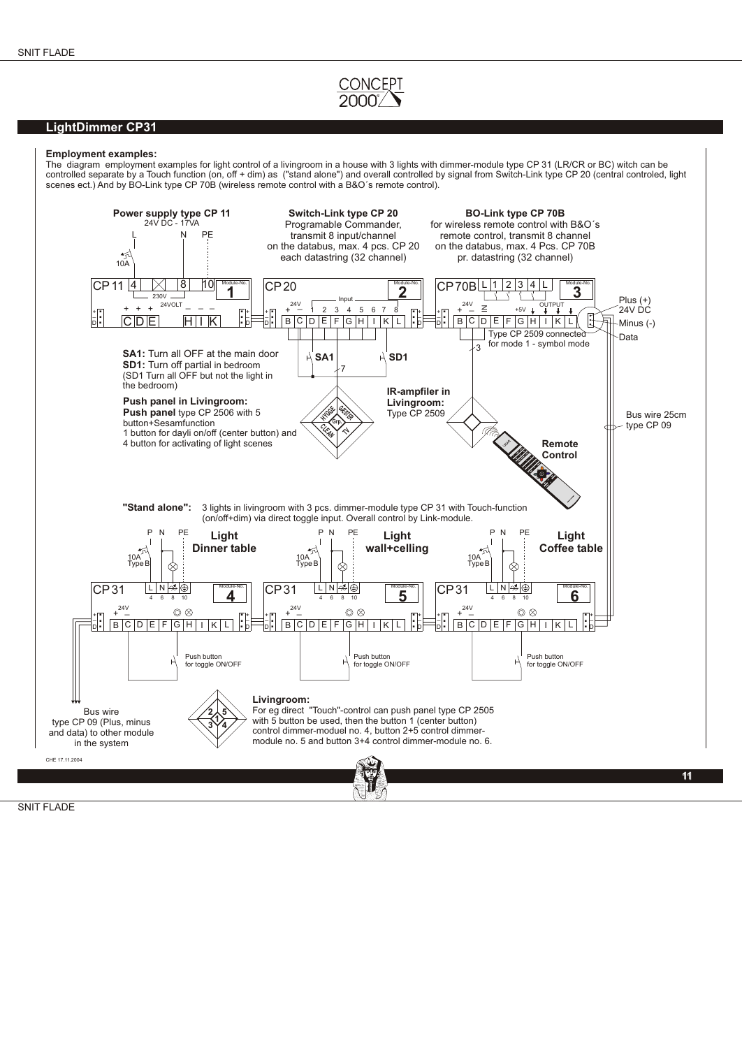## LightDimmer CP31

**Employment examples:**
The diagram employment examples for light control of a livingroom in a house with 3 lights with dimmer-module type CP 31 (LR/CR or BC) witch can be controlled separate by a Touch function (on, off + dim) as ("stand alone") and overall controlled by signal from Switch-Link type CP 20 (central controled, light scenes ect.) And by BO-Link type CP 70B (wireless remote control with a B&O´s remote control).

**Power supply type CP 11**
24V DC - 17VA

**Switch-Link type CP 20**
Programable Commander, transmit 8 input/channel on the databus, max. 4 pcs. CP 20 each datastring (32 channel)

**BO-Link type CP 70B**
for wireless remote control with B&O´s remote control, transmit 8 channel on the databus, max. 4 Pcs. CP 70B pr. datastring (32 channel)

Plus (+) 24V DC
Minus (-)
Data

Type CP 2509 connected for mode 1 - symbol mode

**SA1:** Turn all OFF at the main door
**SD1:** Turn off partial in bedroom
(SD1 Turn all OFF but not the light in the bedroom)

**Push panel in Livingroom:**
**Push panel** type CP 2506 with 5 button+Sesamfunction
1 button for dayli on/off (center button) and 4 button for activating of light scenes

**IR-ampfiler in Livingroom:**
Type CP 2509

Bus wire 25cm type CP 09

**Remote Control**

**"Stand alone":** 3 lights in livingroom with 3 pcs. dimmer-module type CP 31 with Touch-function (on/off+dim) via direct toggle input. Overall control by Link-module.

**Light Dinner table** — CP 31 Module-No. 4
**Light wall+celling** — CP 31 Module-No. 5
**Light Coffee table** — CP 31 Module-No. 6

Push button for toggle ON/OFF

Bus wire type CP 09 (Plus, minus and data) to other module in the system

**Livingroom:**
For eg direct "Touch"-control can push panel type CP 2505 with 5 button be used, then the button 1 (center button) control dimmer-moduel no. 4, button 2+5 control dimmer-module no. 5 and button 3+4 control dimmer-module no. 6.

CHE 17.11.2004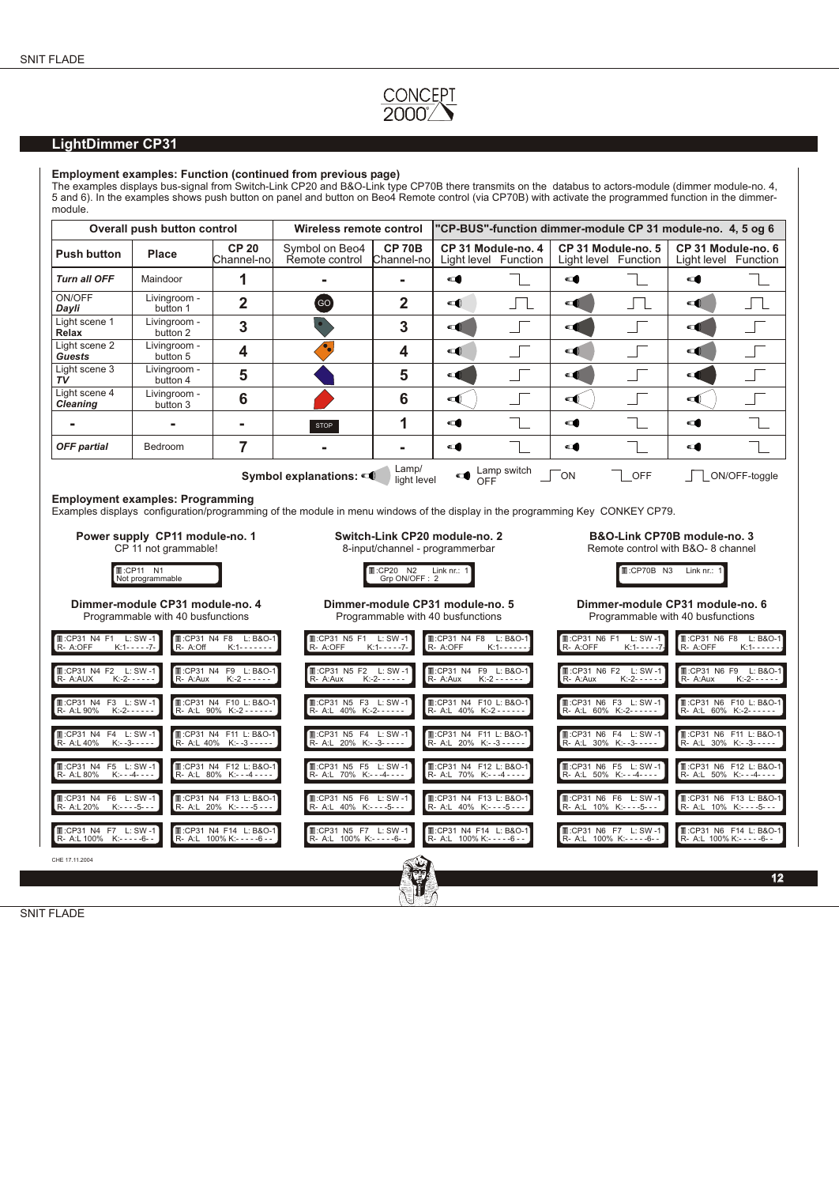## LightDimmer CP31

**Employment examples: Function (continued from previous page)**

The examples displays bus-signal from Switch-Link CP20 and B&O-Link type CP70B there transmits on the databus to actors-module (dimmer module-no. 4, 5 and 6). In the examples shows push button on panel and button on Beo4 Remote control (via CP70B) with activate the programmed function in the dimmer-module.

| Overall push button control | | | Wireless remote control | | "CP-BUS"-function dimmer-module CP 31 module-no. 4, 5 og 6 | | | | | |
|---|---|---|---|---|---|---|---|---|---|---|
| Push button | Place | CP 20 Channel-no. | Symbol on Beo4 Remote control | CP 70B Channel-no. | CP 31 Module-no. 4 Light level | Function | CP 31 Module-no. 5 Light level | Function | CP 31 Module-no. 6 Light level | Function |
| ***Turn all OFF*** | Maindoor | 1 | - | - | Lamp switch OFF | OFF | Lamp switch OFF | OFF | Lamp switch OFF | OFF |
| ON/OFF ***Dayli*** | Livingroom - button 1 | 2 | GO | 2 | | ON/OFF-toggle | | ON/OFF-toggle | | ON/OFF-toggle |
| Light scene 1 **Relax** | Livingroom - button 2 | 3 | | 3 | | ON | | ON | | ON |
| Light scene 2 ***Guests*** | Livingroom - button 5 | 4 | | 4 | | ON | | ON | | ON |
| Light scene 3 ***TV*** | Livingroom - button 4 | 5 | | 5 | | ON | | ON | | ON |
| Light scene 4 ***Cleaning*** | Livingroom - button 3 | 6 | | 6 | | ON | | ON | | ON |
| - | - | - | STOP | 1 | Lamp switch OFF | OFF | Lamp switch OFF | OFF | Lamp switch OFF | OFF |
| ***OFF partial*** | Bedroom | 7 | - | - | Lamp switch OFF | OFF | Lamp switch OFF | OFF | Lamp switch OFF | OFF |

**Symbol explanations:** Lamp/light level — Lamp switch OFF — ON — OFF — ON/OFF-toggle

**Employment examples: Programming**

Examples displays configuration/programming of the module in menu windows of the display in the programming Key CONKEY CP79.

**Power supply CP11 module-no. 1**
CP 11 not grammable!

```
:CP11 N1
Not programmable
```

**Switch-Link CP20 module-no. 2**
8-input/channel - programmerbar

```
:CP20 N2 Link nr.: 1
Grp ON/OFF : 2
```

**B&O-Link CP70B module-no. 3**
Remote control with B&O- 8 channel

```
:CP70B N3 Link nr.: 1
```

**Dimmer-module CP31 module-no. 4**
Programmable with 40 busfunctions

```
:CP31 N4 F1 L: SW-1
R- A:OFF K:1- - - - -7-

:CP31 N4 F2 L: SW-1
R- A:AUX K:-2- - - - -

:CP31 N4 F3 L: SW-1
R- A:L 90% K:-2- - - - -

:CP31 N4 F4 L: SW-1
R- A:L 40% K:- -3- - - -

:CP31 N4 F5 L: SW-1
R- A:L 80% K:- - -4- - -

:CP31 N4 F6 L: SW-1
R- A:L 20% K:- - - -5- -

:CP31 N4 F7 L: SW-1
R- A:L 100% K:- - - - -6-

:CP31 N4 F8 L: B&O-1
R- A:Off K:1- - - - - - -

:CP31 N4 F9 L: B&O-1
R- A:Aux K:-2- - - - - -

:CP31 N4 F10 L: B&O-1
R- A:L 90% K:-2- - - - - -

:CP31 N4 F11 L: B&O-1
R- A:L 40% K:- -3- - - - -

:CP31 N4 F12 L: B&O-1
R- A:L 80% K:- - -4- - - -

:CP31 N4 F13 L: B&O-1
R- A:L 20% K:- - - -5- - -

:CP31 N4 F14 L: B&O-1
R- A:L 100% K:- - - - -6- -
```

**Dimmer-module CP31 module-no. 5**
Programmable with 40 busfunctions

```
:CP31 N5 F1 L: SW-1
R- A:OFF K:1- - - - -7-

:CP31 N5 F2 L: SW-1
R- A:Aux K:-2- - - - -

:CP31 N5 F3 L: SW-1
R- A:L 40% K:-2- - - - -

:CP31 N5 F4 L: SW-1
R- A:L 20% K:- -3- - - -

:CP31 N5 F5 L: SW-1
R- A:L 70% K:- - -4- - -

:CP31 N5 F6 L: SW-1
R- A:L 40% K:- - - -5- -

:CP31 N5 F7 L: SW-1
R- A:L 100% K:- - - - -6-

:CP31 N4 F8 L: B&O-1
R- A:OFF K:1- - - - - -

:CP31 N4 F9 L: B&O-1
R- A:Aux K:-2 - - - - - -

:CP31 N4 F10 L: B&O-1
R- A:L 40% K:-2 - - - - - -

:CP31 N4 F11 L: B&O-1
R- A:L 20% K:- -3 - - - - -

:CP31 N4 F12 L: B&O-1
R- A:L 70% K:- - -4 - - - -

:CP31 N4 F13 L: B&O-1
R- A:L 40% K:- - - -5 - - -

:CP31 N4 F14 L: B&O-1
R- A:L 100% K:- - - - -6 - -
```

**Dimmer-module CP31 module-no. 6**
Programmable with 40 busfunctions

```
:CP31 N6 F1 L: SW-1
R- A:OFF K:1- - - - -7-

:CP31 N6 F2 L: SW-1
R- A:Aux K:-2- - - - -

:CP31 N6 F3 L: SW-1
R- A:L 60% K:-2- - - - -

:CP31 N6 F4 L: SW-1
R- A:L 30% K:- -3- - - -

:CP31 N6 F5 L: SW-1
R- A:L 50% K:- - -4- - -

:CP31 N6 F6 L: SW-1
R- A:L 10% K:- - - -5- -

:CP31 N6 F7 L: SW-1
R- A:L 100% K:- - - - -6-

:CP31 N6 F8 L: B&O-1
R- A:OFF K:1- - - - - -

:CP31 N6 F9 L: B&O-1
R- A:Aux K:-2- - - - - -

:CP31 N6 F10 L: B&O-1
R- A:L 60% K:-2- - - - - -

:CP31 N6 F11 L: B&O-1
R- A:L 30% K:- -3- - - - -

:CP31 N6 F12 L: B&O-1
R- A:L 50% K:- - -4- - - -

:CP31 N6 F13 L: B&O-1
R- A:L 10% K:- - - -5- - -

:CP31 N6 F14 L: B&O-1
R- A:L 100% K:- - - - -6- -
```

CHE 17.11.2004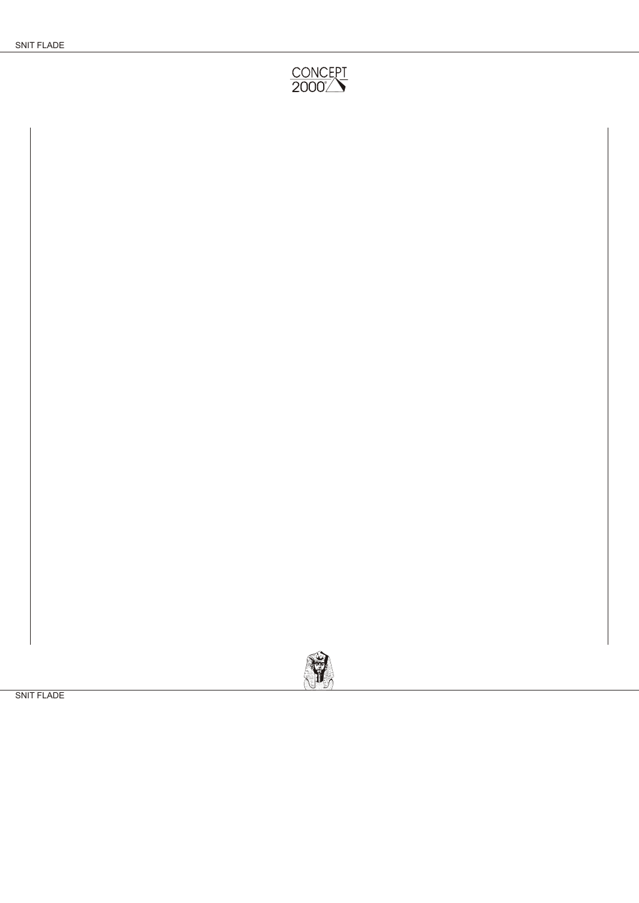SNIT FLADE

CONCEPT 2000

SNIT FLADE